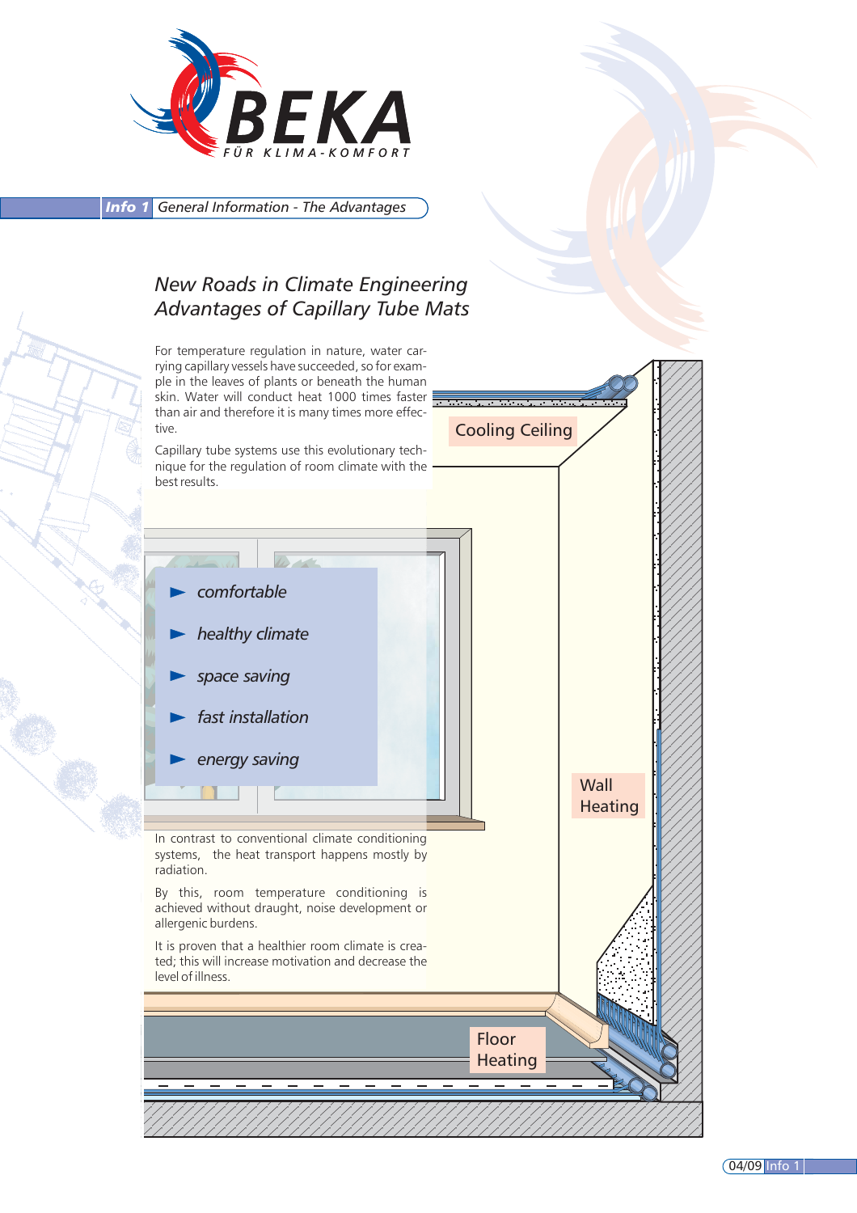**Info 1** *General Information - The Advantages*

## *New Roads in Climate Engineering*
## *Advantages of Capillary Tube Mats*

For temperature regulation in nature, water carrying capillary vessels have succeeded, so for example in the leaves of plants or beneath the human skin. Water will conduct heat 1000 times faster than air and therefore it is many times more effective.

Capillary tube systems use this evolutionary technique for the regulation of room climate with the best results.

- *comfortable*
- *healthy climate*
- *space saving*
- *fast installation*
- *energy saving*

In contrast to conventional climate conditioning systems, the heat transport happens mostly by radiation.

By this, room temperature conditioning is achieved without draught, noise development or allergenic burdens.

It is proven that a healthier room climate is created; this will increase motivation and decrease the level of illness.

Cooling Ceiling

Wall Heating

Floor Heating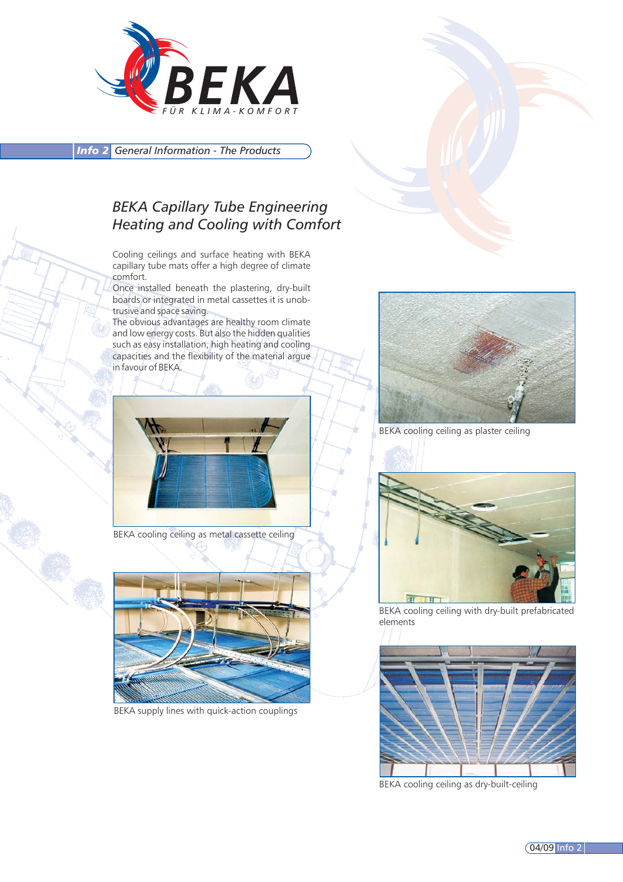**Info 2** *General Information - The Products*

## *BEKA Capillary Tube Engineering Heating and Cooling with Comfort*

Cooling ceilings and surface heating with BEKA capillary tube mats offer a high degree of climate comfort.
Once installed beneath the plastering, dry-built boards or integrated in metal cassettes it is unobtrusive and space saving.
The obvious advantages are healthy room climate and low energy costs. But also the hidden qualities such as easy installation, high heating and cooling capacities and the flexibility of the material argue in favour of BEKA.

BEKA cooling ceiling as metal cassette ceiling

BEKA supply lines with quick-action couplings

BEKA cooling ceiling as plaster ceiling

BEKA cooling ceiling with dry-built prefabricated elements

BEKA cooling ceiling as dry-built-ceiling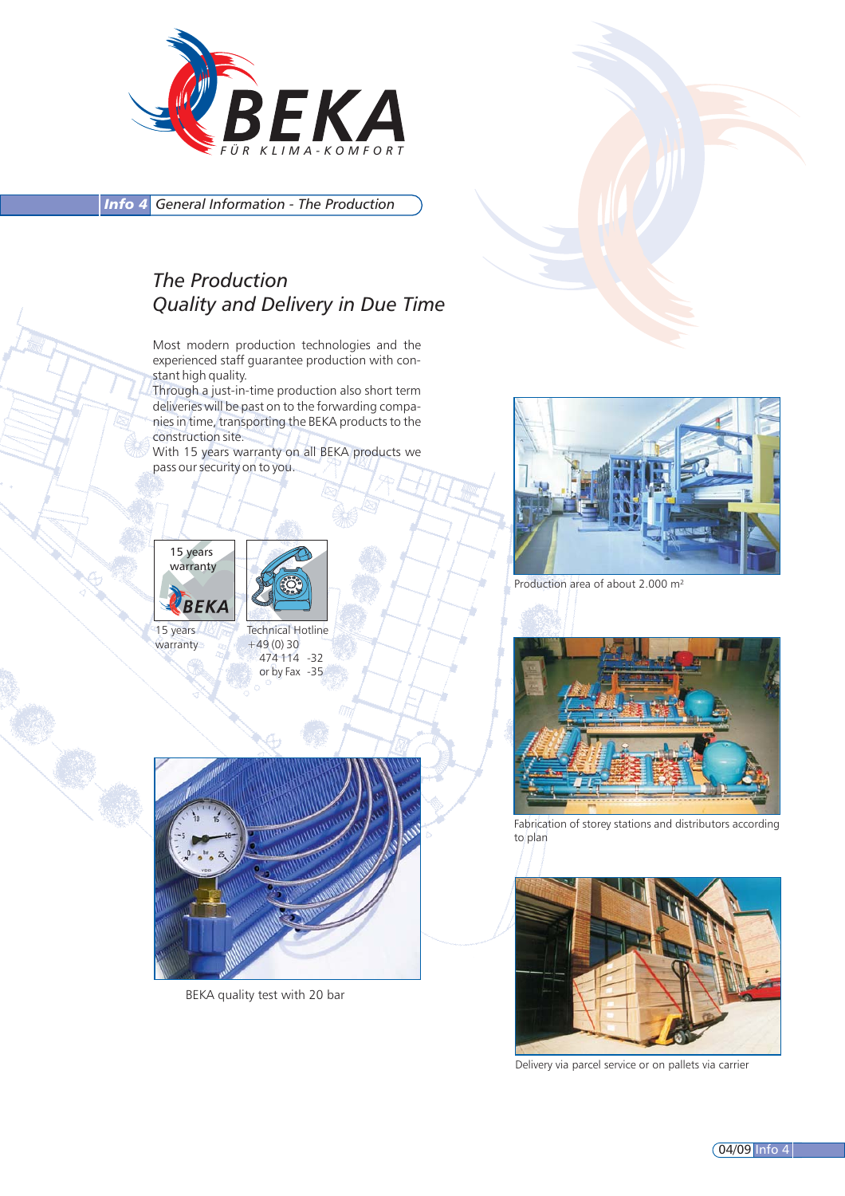BEKA
FÜR KLIMA-KOMFORT

**Info 4** *General Information - The Production*

## *The Production*
## *Quality and Delivery in Due Time*

Most modern production technologies and the experienced staff guarantee production with constant high quality.
Through a just-in-time production also short term deliveries will be past on to the forwarding companies in time, transporting the BEKA products to the construction site.
With 15 years warranty on all BEKA products we pass our security on to you.

15 years warranty

Technical Hotline
+49 (0) 30
474 114 -32
or by Fax -35

Production area of about 2.000 m²

Fabrication of storey stations and distributors according to plan

BEKA quality test with 20 bar

Delivery via parcel service or on pallets via carrier

04/09 Info 4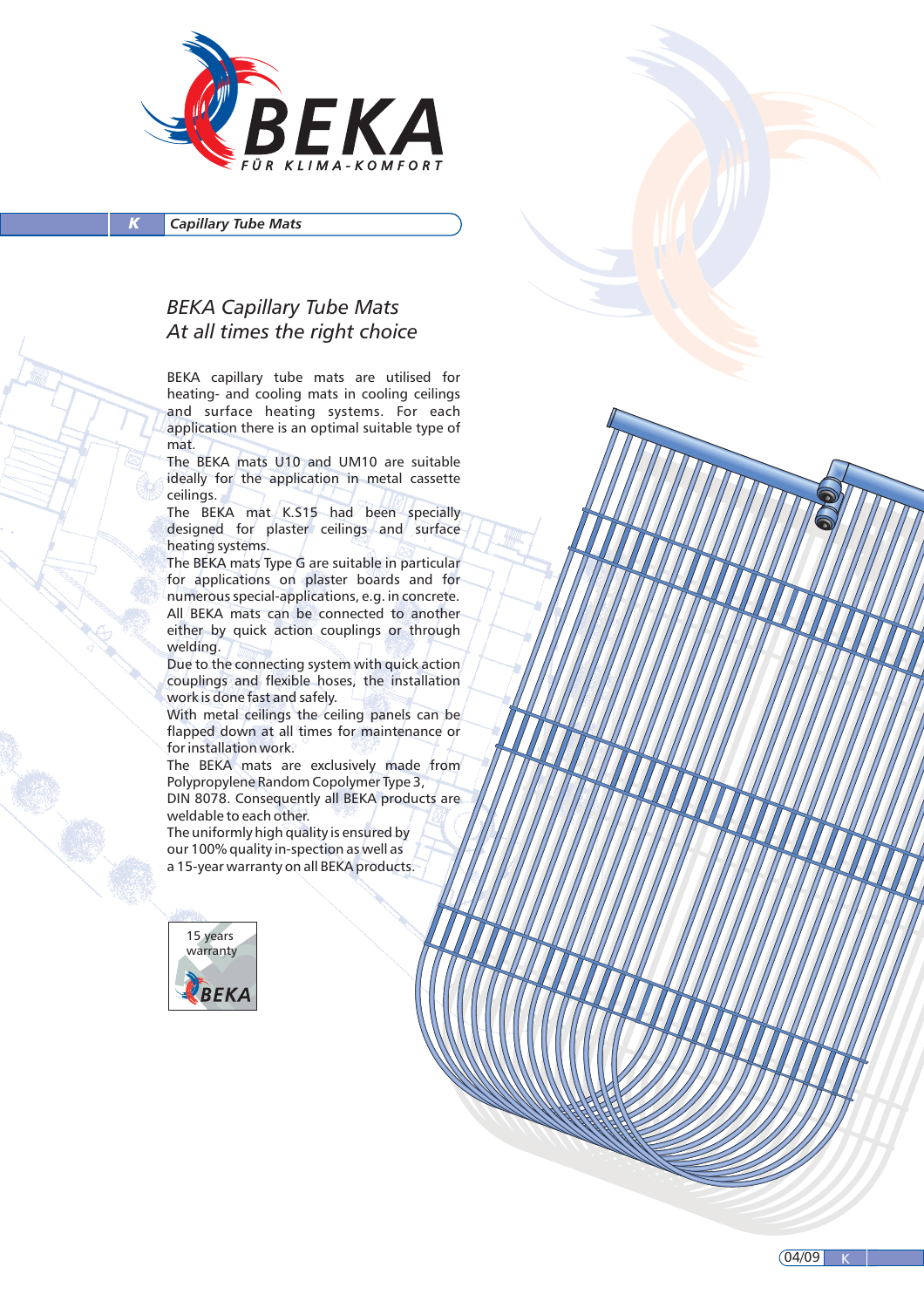K | *Capillary Tube Mats*

## *BEKA Capillary Tube Mats*
## *At all times the right choice*

BEKA capillary tube mats are utilised for heating- and cooling mats in cooling ceilings and surface heating systems. For each application there is an optimal suitable type of mat.

The BEKA mats U10 and UM10 are suitable ideally for the application in metal cassette ceilings.

The BEKA mat K.S15 had been specially designed for plaster ceilings and surface heating systems.

The BEKA mats Type G are suitable in particular for applications on plaster boards and for numerous special-applications, e.g. in concrete.

All BEKA mats can be connected to another either by quick action couplings or through welding.

Due to the connecting system with quick action couplings and flexible hoses, the installation work is done fast and safely.

With metal ceilings the ceiling panels can be flapped down at all times for maintenance or for installation work.

The BEKA mats are exclusively made from Polypropylene Random Copolymer Type 3, DIN 8078. Consequently all BEKA products are weldable to each other.

The uniformly high quality is ensured by our 100% quality in-spection as well as a 15-year warranty on all BEKA products.

15 years warranty
BEKA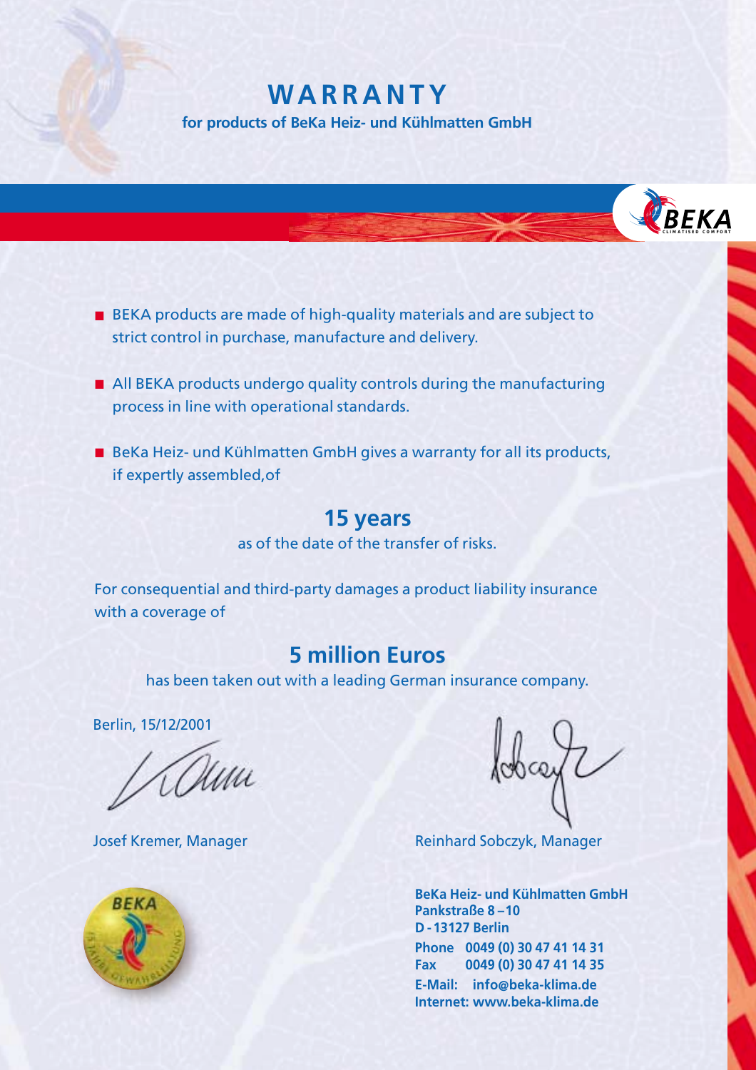# WARRANTY

**for products of BeKa Heiz- und Kühlmatten GmbH**

- BEKA products are made of high-quality materials and are subject to strict control in purchase, manufacture and delivery.
- All BEKA products undergo quality controls during the manufacturing process in line with operational standards.
- BeKa Heiz- und Kühlmatten GmbH gives a warranty for all its products, if expertly assembled,of

## 15 years

as of the date of the transfer of risks.

For consequential and third-party damages a product liability insurance with a coverage of

## 5 million Euros

has been taken out with a leading German insurance company.

Berlin, 15/12/2001

Josef Kremer, Manager

Reinhard Sobczyk, Manager

**BeKa Heiz- und Kühlmatten GmbH**
**Pankstraße 8 – 10**
**D - 13127 Berlin**
**Phone 0049 (0) 30 47 41 14 31**
**Fax 0049 (0) 30 47 41 14 35**
**E-Mail: info@beka-klima.de**
**Internet: www.beka-klima.de**